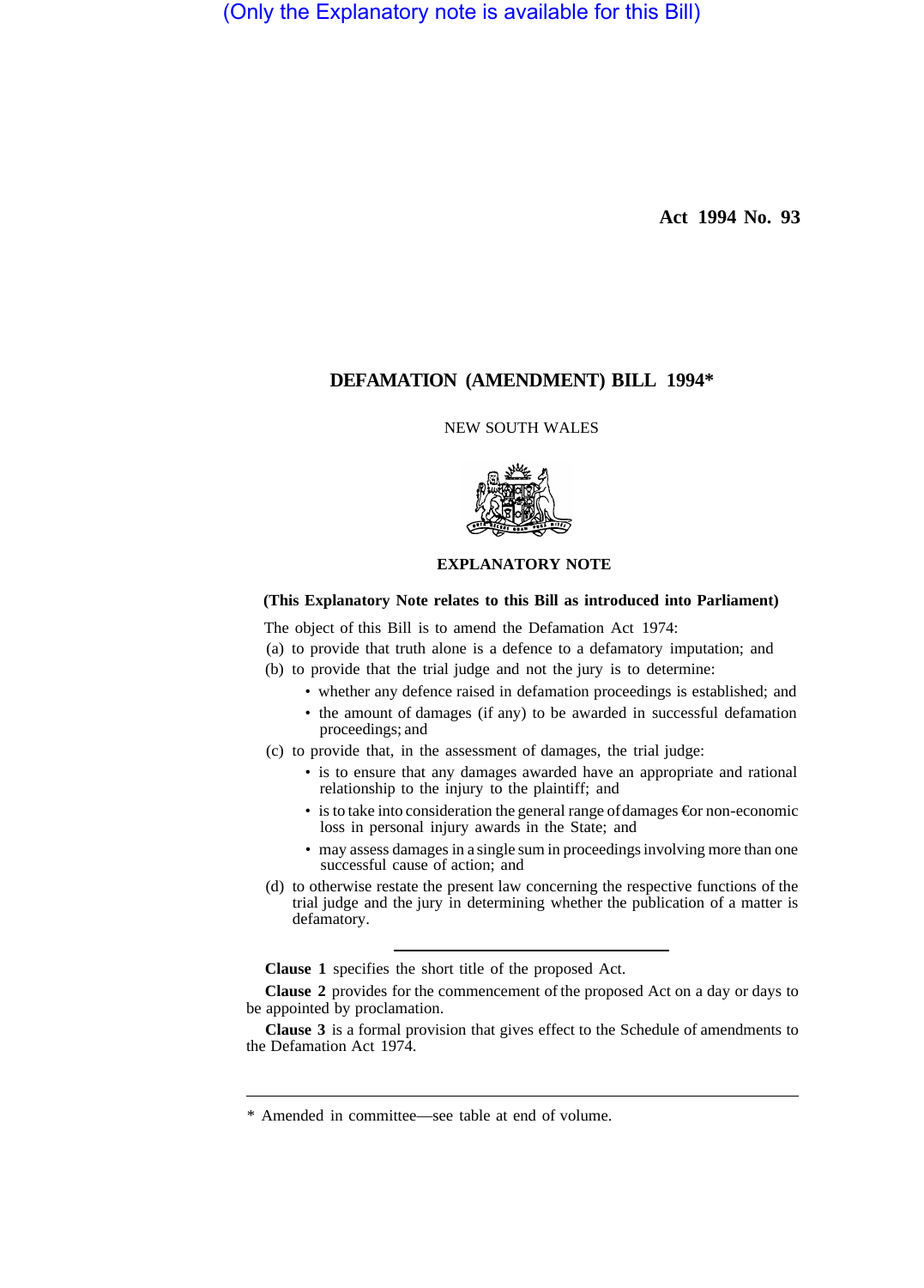(Only the Explanatory note is available for this Bill)

**Act 1994 No. 93**

# DEFAMATION (AMENDMENT) BILL 1994*

NEW SOUTH WALES

## EXPLANATORY NOTE

**(This Explanatory Note relates to this Bill as introduced into Parliament)**

The object of this Bill is to amend the Defamation Act 1974:

(a) to provide that truth alone is a defence to a defamatory imputation; and

(b) to provide that the trial judge and not the jury is to determine:
- whether any defence raised in defamation proceedings is established; and
- the amount of damages (if any) to be awarded in successful defamation proceedings; and

(c) to provide that, in the assessment of damages, the trial judge:
- is to ensure that any damages awarded have an appropriate and rational relationship to the injury to the plaintiff; and
- is to take into consideration the general range of damages €or non-economic loss in personal injury awards in the State; and
- may assess damages in a single sum in proceedings involving more than one successful cause of action; and

(d) to otherwise restate the present law concerning the respective functions of the trial judge and the jury in determining whether the publication of a matter is defamatory.

---

**Clause 1** specifies the short title of the proposed Act.

**Clause 2** provides for the commencement of the proposed Act on a day or days to be appointed by proclamation.

**Clause 3** is a formal provision that gives effect to the Schedule of amendments to the Defamation Act 1974.

---

* Amended in committee—see table at end of volume.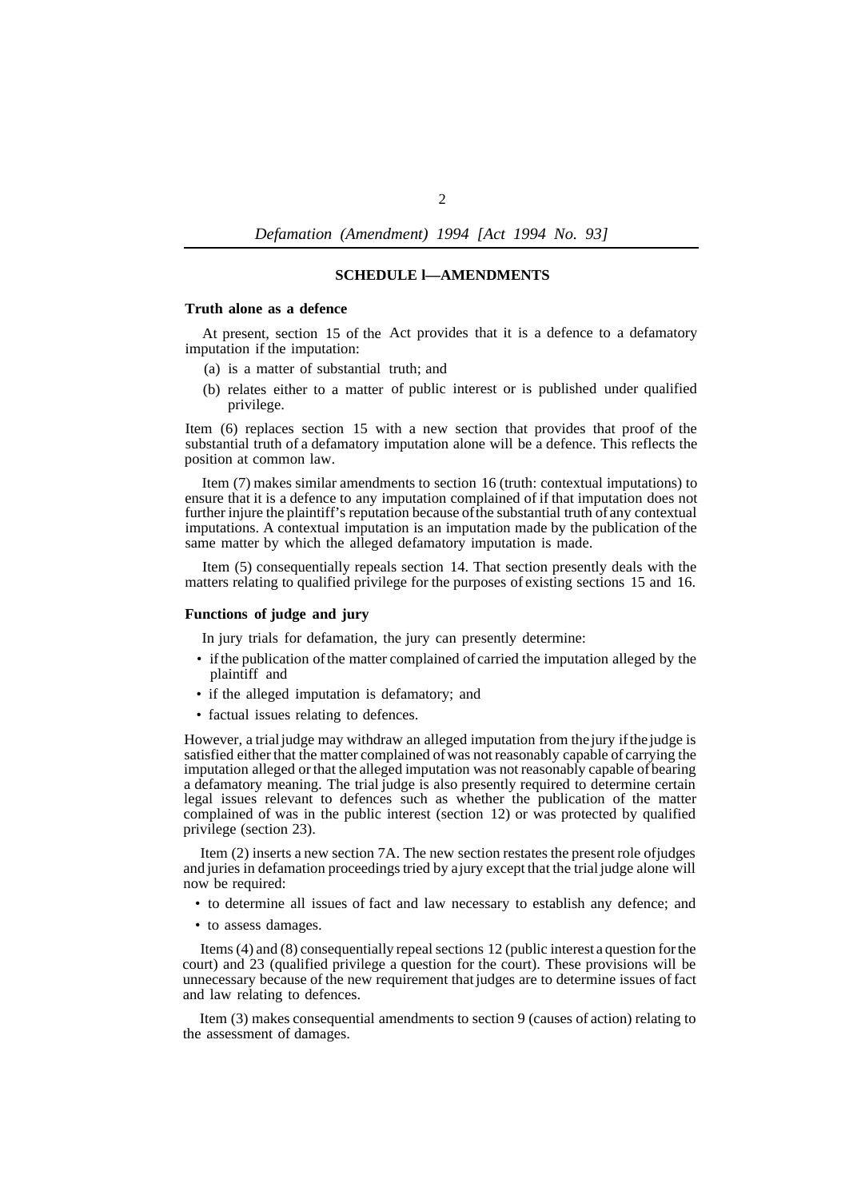## SCHEDULE l—AMENDMENTS

**Truth alone as a defence**

At present, section 15 of the Act provides that it is a defence to a defamatory imputation if the imputation:

(a) is a matter of substantial truth; and

(b) relates either to a matter of public interest or is published under qualified privilege.

Item (6) replaces section 15 with a new section that provides that proof of the substantial truth of a defamatory imputation alone will be a defence. This reflects the position at common law.

Item (7) makes similar amendments to section 16 (truth: contextual imputations) to ensure that it is a defence to any imputation complained of if that imputation does not further injure the plaintiff's reputation because of the substantial truth of any contextual imputations. A contextual imputation is an imputation made by the publication of the same matter by which the alleged defamatory imputation is made.

Item (5) consequentially repeals section 14. That section presently deals with the matters relating to qualified privilege for the purposes of existing sections 15 and 16.

**Functions of judge and jury**

In jury trials for defamation, the jury can presently determine:

- if the publication of the matter complained of carried the imputation alleged by the plaintiff and
- if the alleged imputation is defamatory; and
- factual issues relating to defences.

However, a trial judge may withdraw an alleged imputation from the jury if the judge is satisfied either that the matter complained of was not reasonably capable of carrying the imputation alleged or that the alleged imputation was not reasonably capable of bearing a defamatory meaning. The trial judge is also presently required to determine certain legal issues relevant to defences such as whether the publication of the matter complained of was in the public interest (section 12) or was protected by qualified privilege (section 23).

Item (2) inserts a new section 7A. The new section restates the present role of judges and juries in defamation proceedings tried by a jury except that the trial judge alone will now be required:

- to determine all issues of fact and law necessary to establish any defence; and
- to assess damages.

Items (4) and (8) consequentially repeal sections 12 (public interest a question for the court) and 23 (qualified privilege a question for the court). These provisions will be unnecessary because of the new requirement that judges are to determine issues of fact and law relating to defences.

Item (3) makes consequential amendments to section 9 (causes of action) relating to the assessment of damages.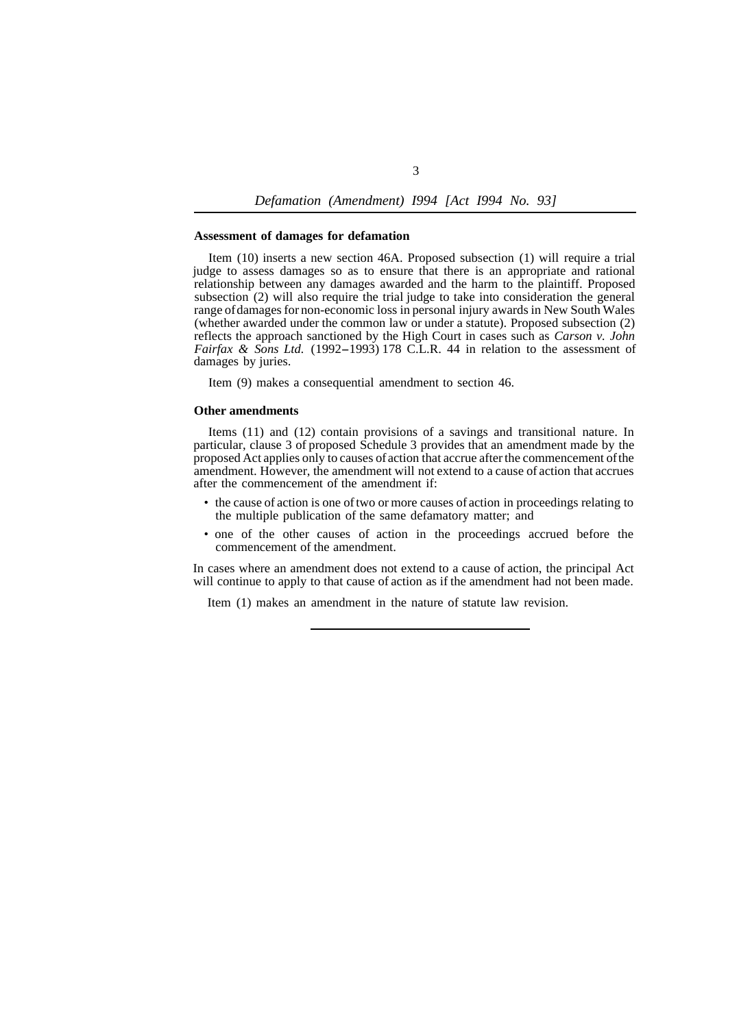**Assessment of damages for defamation**

Item (10) inserts a new section 46A. Proposed subsection (1) will require a trial judge to assess damages so as to ensure that there is an appropriate and rational relationship between any damages awarded and the harm to the plaintiff. Proposed subsection (2) will also require the trial judge to take into consideration the general range of damages for non-economic loss in personal injury awards in New South Wales (whether awarded under the common law or under a statute). Proposed subsection (2) reflects the approach sanctioned by the High Court in cases such as *Carson v. John Fairfax & Sons Ltd.* (1992–1993) 178 C.L.R. 44 in relation to the assessment of damages by juries.

Item (9) makes a consequential amendment to section 46.

**Other amendments**

Items (11) and (12) contain provisions of a savings and transitional nature. In particular, clause 3 of proposed Schedule 3 provides that an amendment made by the proposed Act applies only to causes of action that accrue after the commencement of the amendment. However, the amendment will not extend to a cause of action that accrues after the commencement of the amendment if:

- the cause of action is one of two or more causes of action in proceedings relating to the multiple publication of the same defamatory matter; and
- one of the other causes of action in the proceedings accrued before the commencement of the amendment.

In cases where an amendment does not extend to a cause of action, the principal Act will continue to apply to that cause of action as if the amendment had not been made.

Item (1) makes an amendment in the nature of statute law revision.